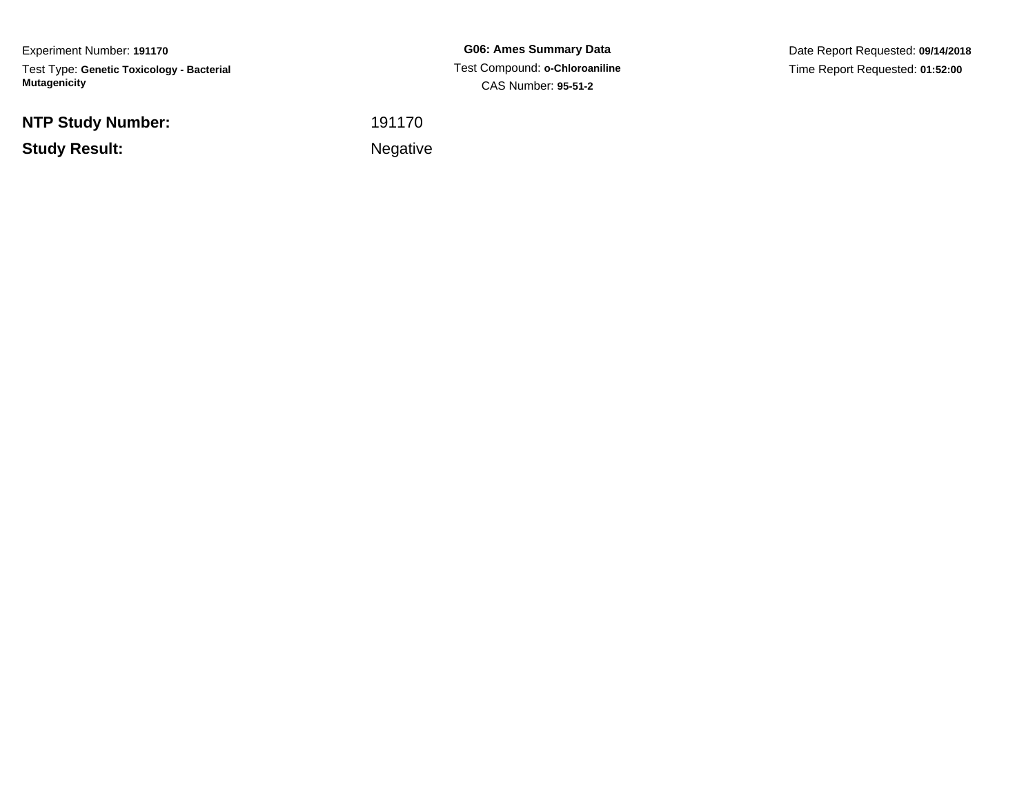Experiment Number: **191170**

Test Type: **Genetic Toxicology - Bacterial Mutagenicity**

**G06: Ames Summary Data**

Test Compound: **o-Chloroaniline**

CAS Number: **95-51-2**

Date Report Requested: **09/14/2018**

Time Report Requested: **01:52:00**

**NTP Study Number:** 191170

**Study Result:** Negative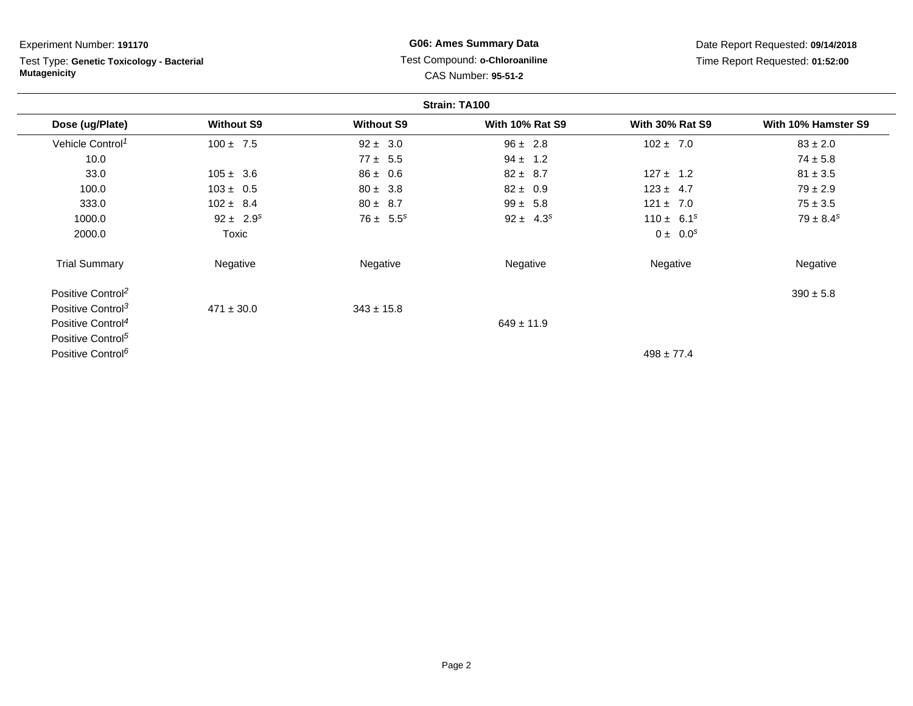Experiment Number: **191170**

Test Type: **Genetic Toxicology - Bacterial Mutagenicity**

**G06: Ames Summary Data**

Test Compound: **o-Chloroaniline**

CAS Number: **95-51-2**

Date Report Requested: **09/14/2018**

Time Report Requested: **01:52:00**

**Strain: TA100**

| Dose (ug/Plate) | Without S9 | Without S9 | With 10% Rat S9 | With 30% Rat S9 | With 10% Hamster S9 |
|---|---|---|---|---|---|
| Vehicle Control[1] | 100 ± 7.5 | 92 ± 3.0 | 96 ± 2.8 | 102 ± 7.0 | 83 ± 2.0 |
| 10.0 | | 77 ± 5.5 | 94 ± 1.2 | | 74 ± 5.8 |
| 33.0 | 105 ± 3.6 | 86 ± 0.6 | 82 ± 8.7 | 127 ± 1.2 | 81 ± 3.5 |
| 100.0 | 103 ± 0.5 | 80 ± 3.8 | 82 ± 0.9 | 123 ± 4.7 | 79 ± 2.9 |
| 333.0 | 102 ± 8.4 | 80 ± 8.7 | 99 ± 5.8 | 121 ± 7.0 | 75 ± 3.5 |
| 1000.0 | 92 ± 2.9[s] | 76 ± 5.5[s] | 92 ± 4.3[s] | 110 ± 6.1[s] | 79 ± 8.4[s] |
| 2000.0 | Toxic | | | 0 ± 0.0[s] | |
| Trial Summary | Negative | Negative | Negative | Negative | Negative |
| Positive Control[2] | | | | | 390 ± 5.8 |
| Positive Control[3] | 471 ± 30.0 | 343 ± 15.8 | | | |
| Positive Control[4] | | | 649 ± 11.9 | | |
| Positive Control[5] | | | | | |
| Positive Control[6] | | | | 498 ± 77.4 | |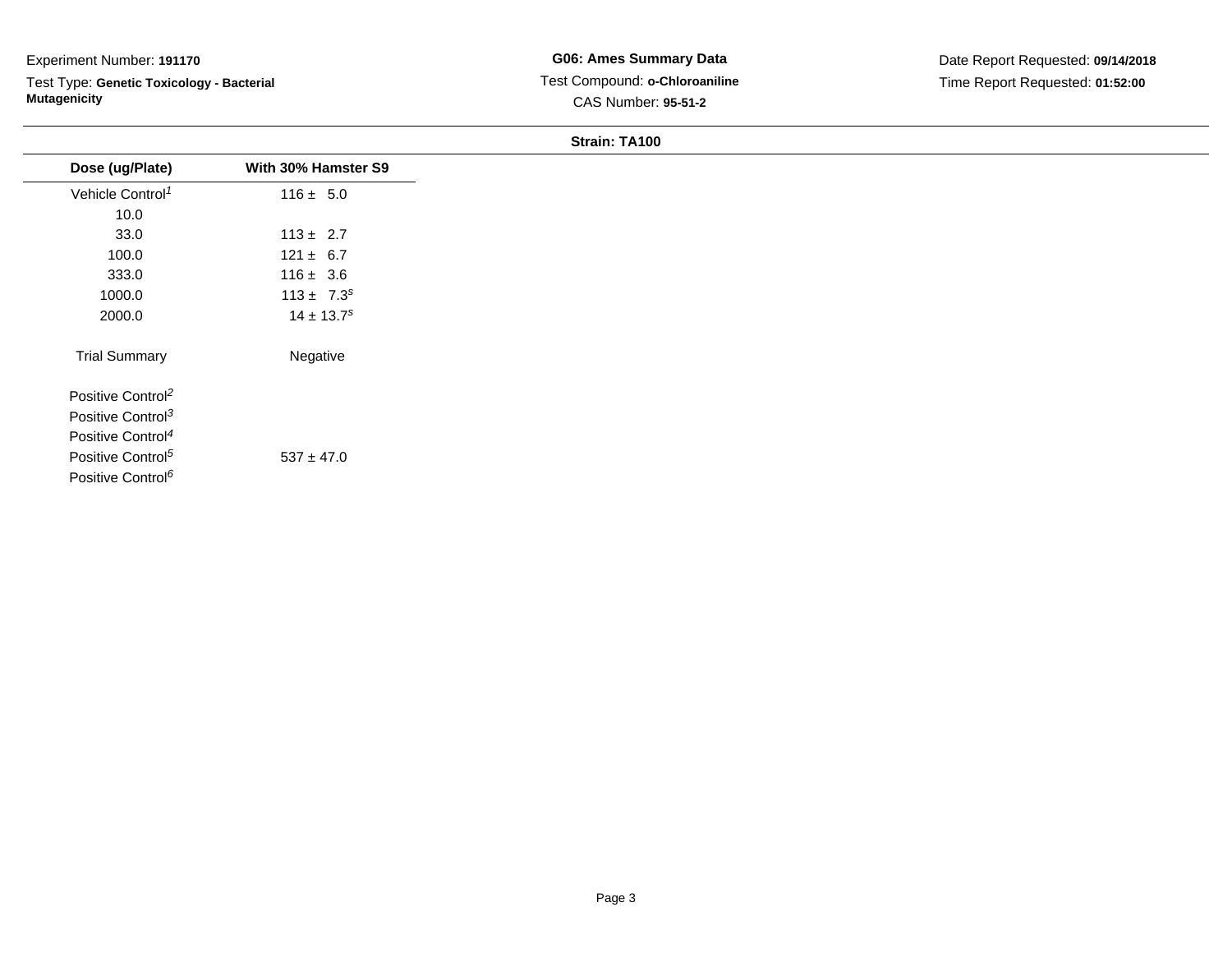Experiment Number: **191170**

Test Type: **Genetic Toxicology - Bacterial Mutagenicity**

**G06: Ames Summary Data**

Test Compound: **o-Chloroaniline**

CAS Number: **95-51-2**

Date Report Requested: **09/14/2018**

Time Report Requested: **01:52:00**

**Strain: TA100**

| Dose (ug/Plate) | With 30% Hamster S9 |
|---|---|
| Vehicle Control[1] | 116 ± 5.0 |
| 10.0 | |
| 33.0 | 113 ± 2.7 |
| 100.0 | 121 ± 6.7 |
| 333.0 | 116 ± 3.6 |
| 1000.0 | 113 ± 7.3[s] |
| 2000.0 | 14 ± 13.7[s] |
| Trial Summary | Negative |
| Positive Control[2] | |
| Positive Control[3] | |
| Positive Control[4] | |
| Positive Control[5] | 537 ± 47.0 |
| Positive Control[6] | |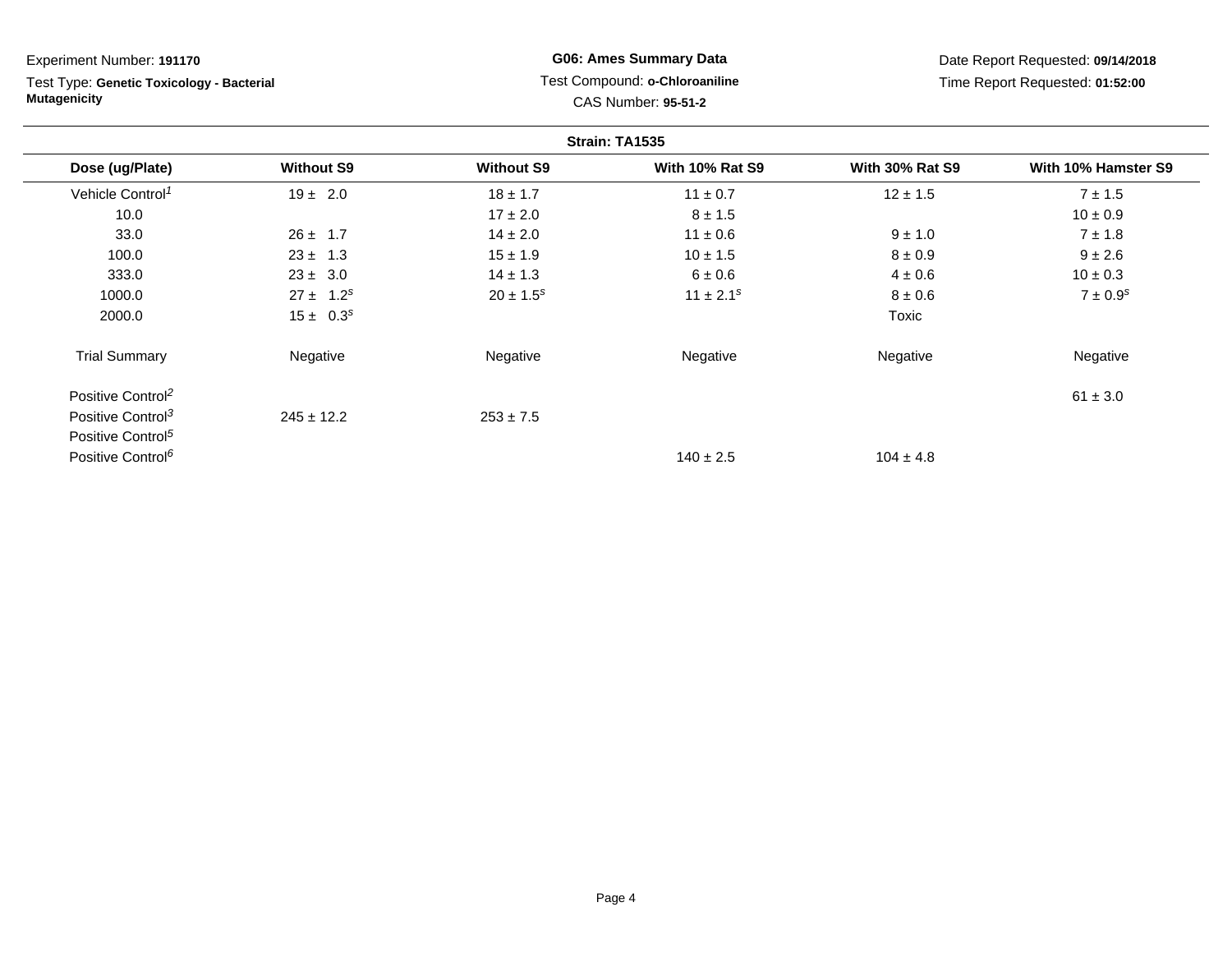Experiment Number: **191170**

Test Type: **Genetic Toxicology - Bacterial Mutagenicity**

**G06: Ames Summary Data**

Test Compound: **o-Chloroaniline**

CAS Number: **95-51-2**

Date Report Requested: **09/14/2018**

Time Report Requested: **01:52:00**

**Strain: TA1535**

| Dose (ug/Plate) | Without S9 | Without S9 | With 10% Rat S9 | With 30% Rat S9 | With 10% Hamster S9 |
|---|---|---|---|---|---|
| Vehicle Control[1] | 19 ± 2.0 | 18 ± 1.7 | 11 ± 0.7 | 12 ± 1.5 | 7 ± 1.5 |
| 10.0 | | 17 ± 2.0 | 8 ± 1.5 | | 10 ± 0.9 |
| 33.0 | 26 ± 1.7 | 14 ± 2.0 | 11 ± 0.6 | 9 ± 1.0 | 7 ± 1.8 |
| 100.0 | 23 ± 1.3 | 15 ± 1.9 | 10 ± 1.5 | 8 ± 0.9 | 9 ± 2.6 |
| 333.0 | 23 ± 3.0 | 14 ± 1.3 | 6 ± 0.6 | 4 ± 0.6 | 10 ± 0.3 |
| 1000.0 | 27 ± 1.2[s] | 20 ± 1.5[s] | 11 ± 2.1[s] | 8 ± 0.6 | 7 ± 0.9[s] |
| 2000.0 | 15 ± 0.3[s] | | | Toxic | |
| Trial Summary | Negative | Negative | Negative | Negative | Negative |
| Positive Control[2] | | | | | 61 ± 3.0 |
| Positive Control[3] | 245 ± 12.2 | 253 ± 7.5 | | | |
| Positive Control[5] | | | | | |
| Positive Control[6] | | | 140 ± 2.5 | 104 ± 4.8 | |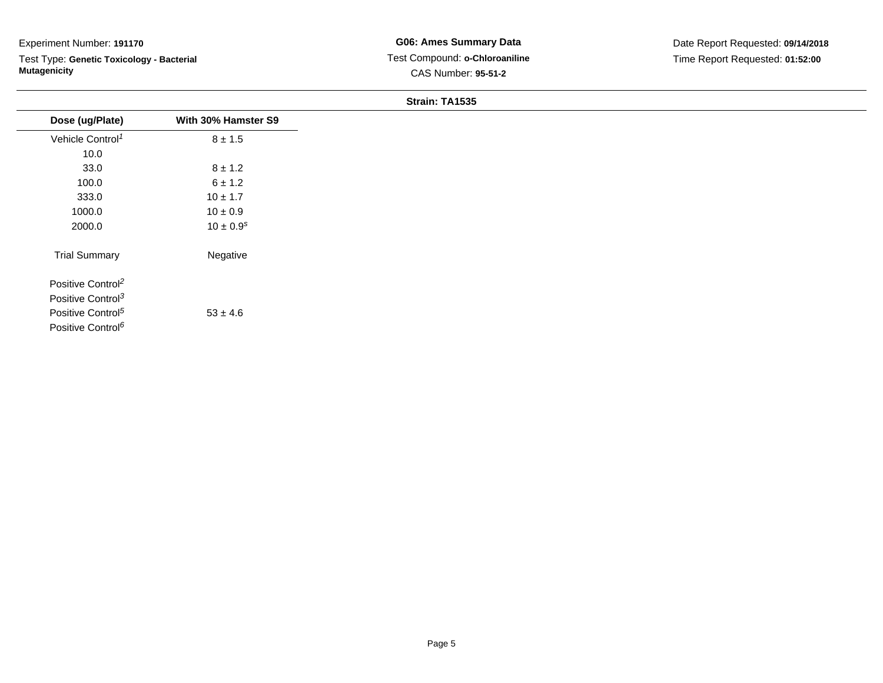Experiment Number: **191170**

Test Type: **Genetic Toxicology - Bacterial Mutagenicity**

**G06: Ames Summary Data**

Test Compound: **o-Chloroaniline**

CAS Number: **95-51-2**

Date Report Requested: **09/14/2018**

Time Report Requested: **01:52:00**

**Strain: TA1535**

| Dose (ug/Plate) | With 30% Hamster S9 |
|---|---|
| Vehicle Control[1] | 8 ± 1.5 |
| 10.0 | |
| 33.0 | 8 ± 1.2 |
| 100.0 | 6 ± 1.2 |
| 333.0 | 10 ± 1.7 |
| 1000.0 | 10 ± 0.9 |
| 2000.0 | 10 ± 0.9[s] |
| Trial Summary | Negative |
| Positive Control[2] | |
| Positive Control[3] | |
| Positive Control[5] | 53 ± 4.6 |
| Positive Control[6] | |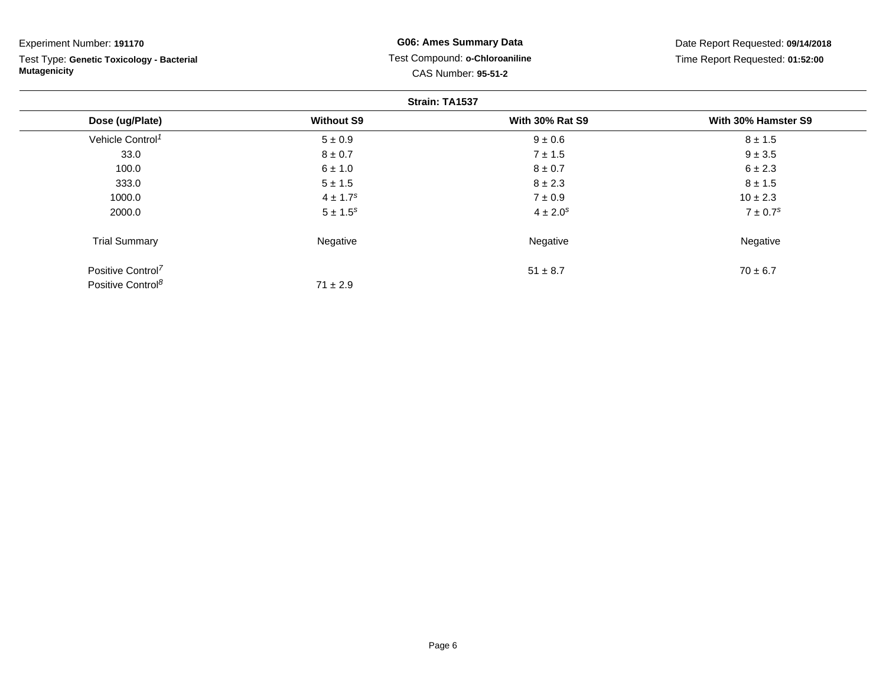Experiment Number: **191170**

Test Type: **Genetic Toxicology - Bacterial Mutagenicity**

**G06: Ames Summary Data**

Test Compound: **o-Chloroaniline**

CAS Number: **95-51-2**

Date Report Requested: **09/14/2018**

Time Report Requested: **01:52:00**

**Strain: TA1537**

| Dose (ug/Plate) | Without S9 | With 30% Rat S9 | With 30% Hamster S9 |
|---|---|---|---|
| Vehicle Control[1] | 5 ± 0.9 | 9 ± 0.6 | 8 ± 1.5 |
| 33.0 | 8 ± 0.7 | 7 ± 1.5 | 9 ± 3.5 |
| 100.0 | 6 ± 1.0 | 8 ± 0.7 | 6 ± 2.3 |
| 333.0 | 5 ± 1.5 | 8 ± 2.3 | 8 ± 1.5 |
| 1000.0 | 4 ± 1.7[s] | 7 ± 0.9 | 10 ± 2.3 |
| 2000.0 | 5 ± 1.5[s] | 4 ± 2.0[s] | 7 ± 0.7[s] |
| Trial Summary | Negative | Negative | Negative |
| Positive Control[7] | | 51 ± 8.7 | 70 ± 6.7 |
| Positive Control[8] | 71 ± 2.9 | | |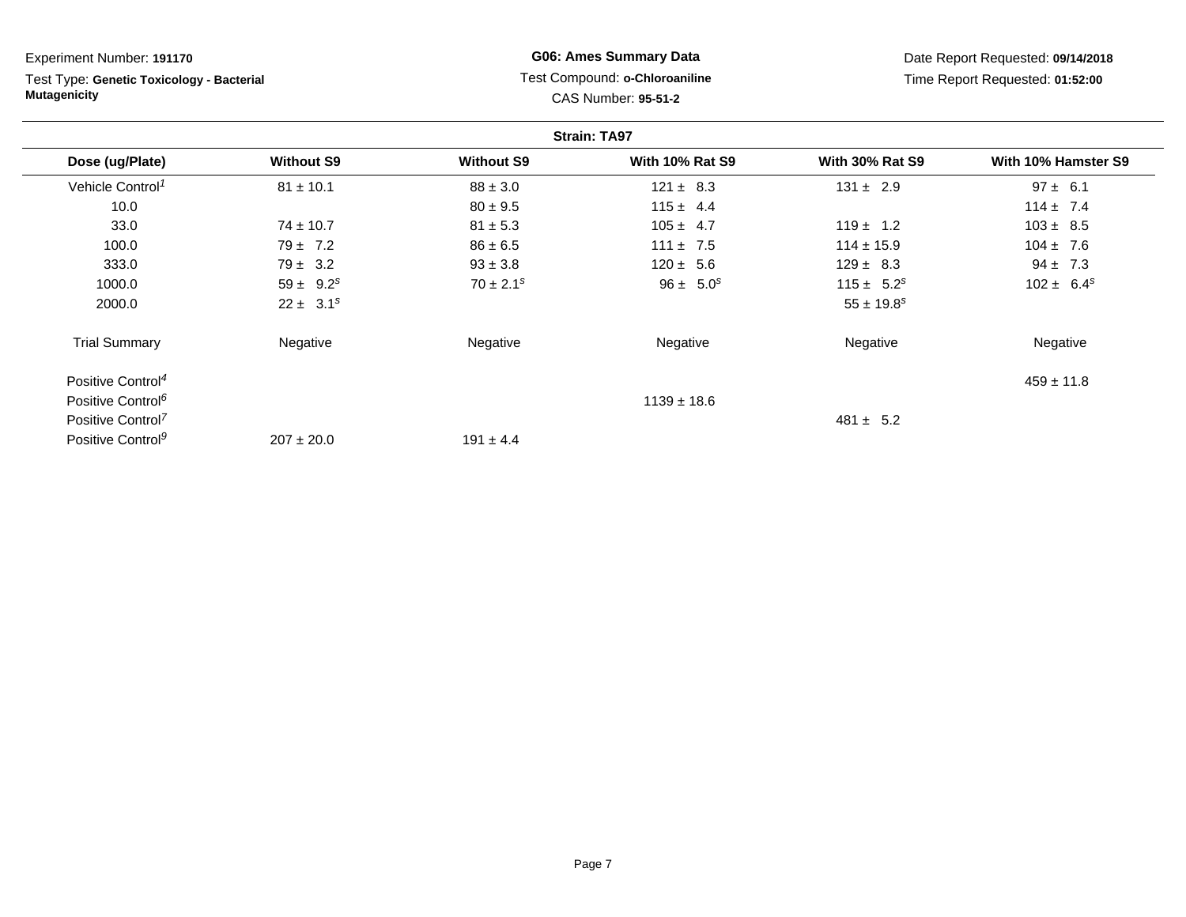Experiment Number: **191170**

Test Type: **Genetic Toxicology - Bacterial Mutagenicity**

**G06: Ames Summary Data**

Test Compound: **o-Chloroaniline**

CAS Number: **95-51-2**

Date Report Requested: **09/14/2018**

Time Report Requested: **01:52:00**

**Strain: TA97**

| Dose (ug/Plate) | Without S9 | Without S9 | With 10% Rat S9 | With 30% Rat S9 | With 10% Hamster S9 |
|---|---|---|---|---|---|
| Vehicle Control[1] | 81 ± 10.1 | 88 ± 3.0 | 121 ± 8.3 | 131 ± 2.9 | 97 ± 6.1 |
| 10.0 | | 80 ± 9.5 | 115 ± 4.4 | | 114 ± 7.4 |
| 33.0 | 74 ± 10.7 | 81 ± 5.3 | 105 ± 4.7 | 119 ± 1.2 | 103 ± 8.5 |
| 100.0 | 79 ± 7.2 | 86 ± 6.5 | 111 ± 7.5 | 114 ± 15.9 | 104 ± 7.6 |
| 333.0 | 79 ± 3.2 | 93 ± 3.8 | 120 ± 5.6 | 129 ± 8.3 | 94 ± 7.3 |
| 1000.0 | 59 ± 9.2[s] | 70 ± 2.1[s] | 96 ± 5.0[s] | 115 ± 5.2[s] | 102 ± 6.4[s] |
| 2000.0 | 22 ± 3.1[s] | | | 55 ± 19.8[s] | |
| Trial Summary | Negative | Negative | Negative | Negative | Negative |
| Positive Control[4] | | | | | 459 ± 11.8 |
| Positive Control[6] | | | 1139 ± 18.6 | | |
| Positive Control[7] | | | | 481 ± 5.2 | |
| Positive Control[9] | 207 ± 20.0 | 191 ± 4.4 | | | |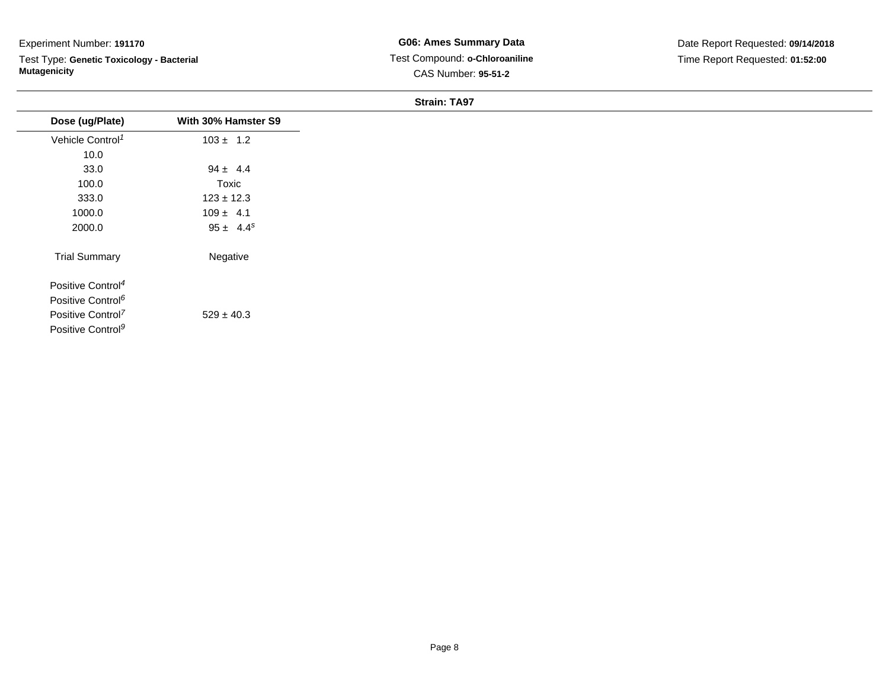Experiment Number: **191170**

Test Type: **Genetic Toxicology - Bacterial Mutagenicity**

**G06: Ames Summary Data**

Test Compound: **o-Chloroaniline**

CAS Number: **95-51-2**

Date Report Requested: **09/14/2018**

Time Report Requested: **01:52:00**

**Strain: TA97**

| Dose (ug/Plate) | With 30% Hamster S9 |
|---|---|
| Vehicle Control[1] | 103 ± 1.2 |
| 10.0 | |
| 33.0 | 94 ± 4.4 |
| 100.0 | Toxic |
| 333.0 | 123 ± 12.3 |
| 1000.0 | 109 ± 4.1 |
| 2000.0 | 95 ± 4.4[s] |
| Trial Summary | Negative |
| Positive Control[4] | |
| Positive Control[6] | |
| Positive Control[7] | 529 ± 40.3 |
| Positive Control[9] | |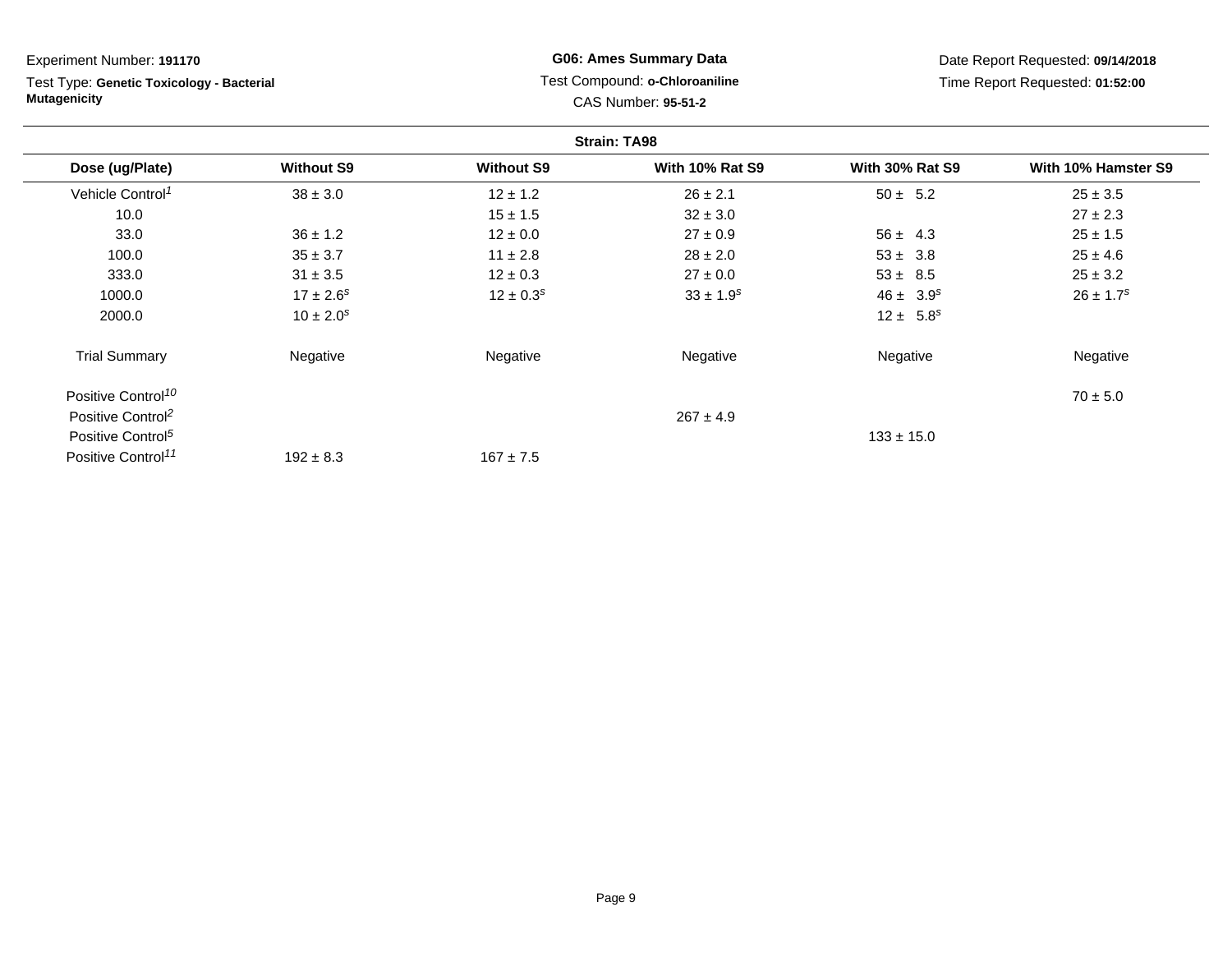Experiment Number: **191170**

Test Type: **Genetic Toxicology - Bacterial Mutagenicity**

**G06: Ames Summary Data**

Test Compound: **o-Chloroaniline**

CAS Number: **95-51-2**

Date Report Requested: **09/14/2018**

Time Report Requested: **01:52:00**

**Strain: TA98**

| Dose (ug/Plate) | Without S9 | Without S9 | With 10% Rat S9 | With 30% Rat S9 | With 10% Hamster S9 |
|---|---|---|---|---|---|
| Vehicle Control[1] | 38 ± 3.0 | 12 ± 1.2 | 26 ± 2.1 | 50 ± 5.2 | 25 ± 3.5 |
| 10.0 | | 15 ± 1.5 | 32 ± 3.0 | | 27 ± 2.3 |
| 33.0 | 36 ± 1.2 | 12 ± 0.0 | 27 ± 0.9 | 56 ± 4.3 | 25 ± 1.5 |
| 100.0 | 35 ± 3.7 | 11 ± 2.8 | 28 ± 2.0 | 53 ± 3.8 | 25 ± 4.6 |
| 333.0 | 31 ± 3.5 | 12 ± 0.3 | 27 ± 0.0 | 53 ± 8.5 | 25 ± 3.2 |
| 1000.0 | 17 ± 2.6[s] | 12 ± 0.3[s] | 33 ± 1.9[s] | 46 ± 3.9[s] | 26 ± 1.7[s] |
| 2000.0 | 10 ± 2.0[s] | | | 12 ± 5.8[s] | |
| Trial Summary | Negative | Negative | Negative | Negative | Negative |
| Positive Control[10] | | | | | 70 ± 5.0 |
| Positive Control[2] | | | 267 ± 4.9 | | |
| Positive Control[5] | | | | 133 ± 15.0 | |
| Positive Control[11] | 192 ± 8.3 | 167 ± 7.5 | | | |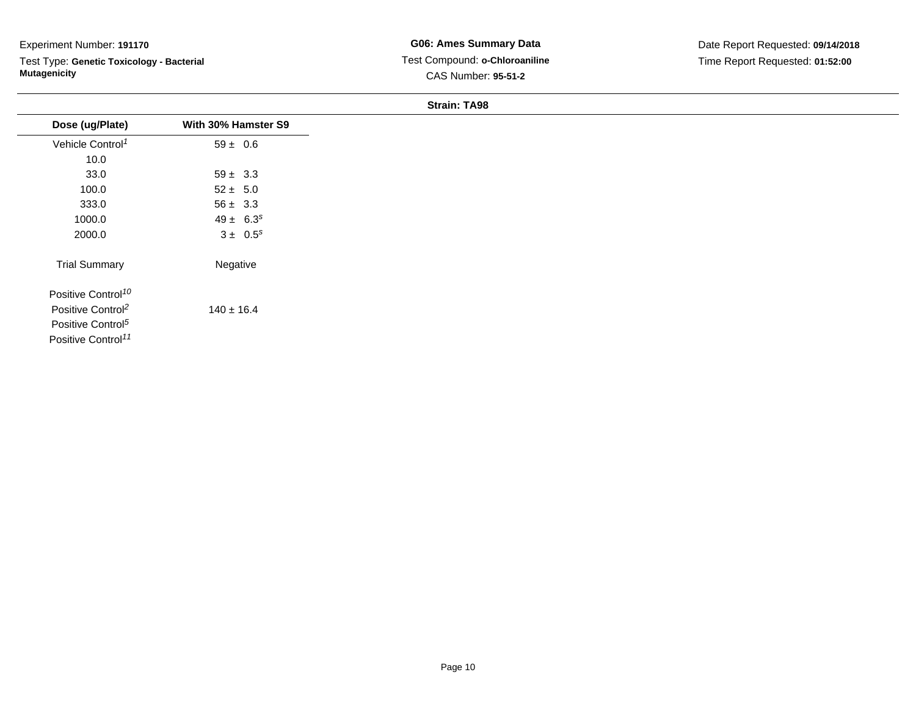Experiment Number: **191170**

Test Type: **Genetic Toxicology - Bacterial Mutagenicity**

**G06: Ames Summary Data**

Test Compound: **o-Chloroaniline**

CAS Number: **95-51-2**

Date Report Requested: **09/14/2018**

Time Report Requested: **01:52:00**

**Strain: TA98**

| Dose (ug/Plate) | With 30% Hamster S9 |
|---|---|
| Vehicle Control[1] | 59 ± 0.6 |
| 10.0 | |
| 33.0 | 59 ± 3.3 |
| 100.0 | 52 ± 5.0 |
| 333.0 | 56 ± 3.3 |
| 1000.0 | 49 ± 6.3[s] |
| 2000.0 | 3 ± 0.5[s] |
| Trial Summary | Negative |
| Positive Control[10] | |
| Positive Control[2] | 140 ± 16.4 |
| Positive Control[5] | |
| Positive Control[11] | |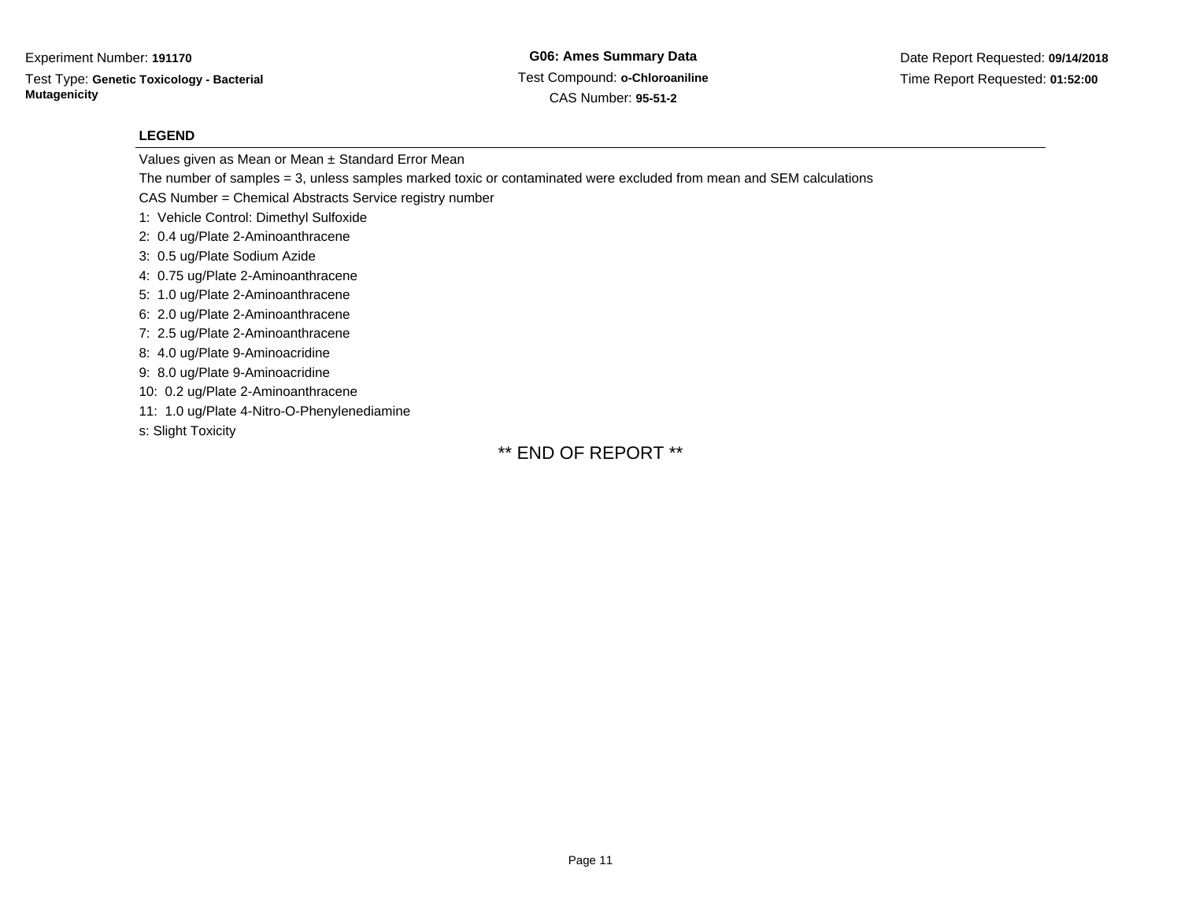Experiment Number: **191170**

Test Type: **Genetic Toxicology - Bacterial Mutagenicity**

**G06: Ames Summary Data**

Test Compound: **o-Chloroaniline**

CAS Number: **95-51-2**

Date Report Requested: **09/14/2018**

Time Report Requested: **01:52:00**

**LEGEND**

Values given as Mean or Mean ± Standard Error Mean

The number of samples = 3, unless samples marked toxic or contaminated were excluded from mean and SEM calculations

CAS Number = Chemical Abstracts Service registry number

1: Vehicle Control: Dimethyl Sulfoxide

2: 0.4 ug/Plate 2-Aminoanthracene

3: 0.5 ug/Plate Sodium Azide

4: 0.75 ug/Plate 2-Aminoanthracene

5: 1.0 ug/Plate 2-Aminoanthracene

6: 2.0 ug/Plate 2-Aminoanthracene

7: 2.5 ug/Plate 2-Aminoanthracene

8: 4.0 ug/Plate 9-Aminoacridine

9: 8.0 ug/Plate 9-Aminoacridine

10: 0.2 ug/Plate 2-Aminoanthracene

11: 1.0 ug/Plate 4-Nitro-O-Phenylenediamine

s: Slight Toxicity

** END OF REPORT **